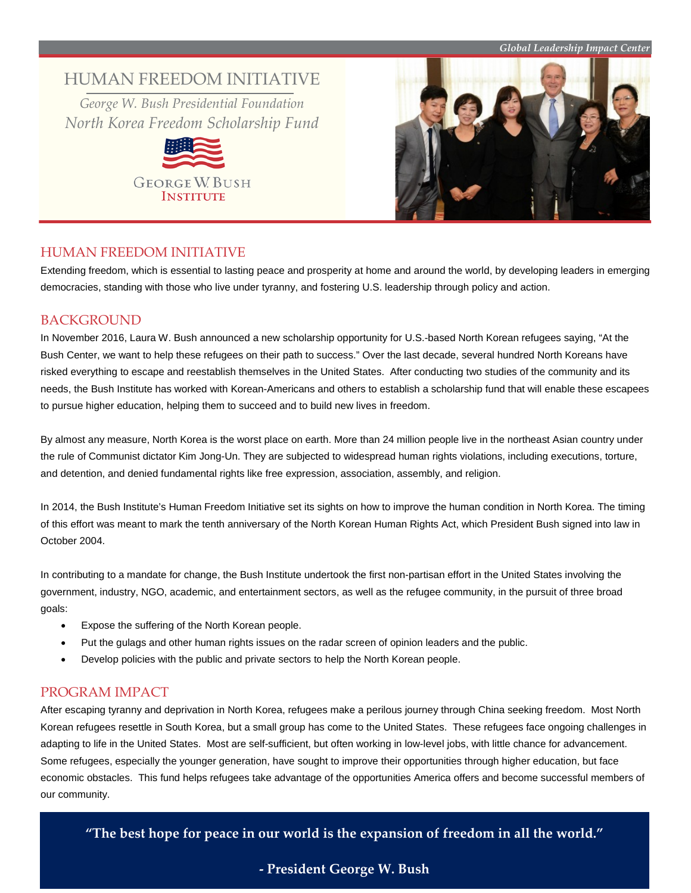*Global Leadership Impact Center*

# HUMAN FREEDOM INITIATIVE

*George W. Bush Presidential Foundation*

*North Korea Freedom Scholarship Fund*

GEORGE W. BUSH INSTITUTE

## HUMAN FREEDOM INITIATIVE

Extending freedom, which is essential to lasting peace and prosperity at home and around the world, by developing leaders in emerging democracies, standing with those who live under tyranny, and fostering U.S. leadership through policy and action.

## BACKGROUND

In November 2016, Laura W. Bush announced a new scholarship opportunity for U.S.-based North Korean refugees saying, "At the Bush Center, we want to help these refugees on their path to success." Over the last decade, several hundred North Koreans have risked everything to escape and reestablish themselves in the United States. After conducting two studies of the community and its needs, the Bush Institute has worked with Korean-Americans and others to establish a scholarship fund that will enable these escapees to pursue higher education, helping them to succeed and to build new lives in freedom.

By almost any measure, North Korea is the worst place on earth. More than 24 million people live in the northeast Asian country under the rule of Communist dictator Kim Jong-Un. They are subjected to widespread human rights violations, including executions, torture, and detention, and denied fundamental rights like free expression, association, assembly, and religion.

In 2014, the Bush Institute's Human Freedom Initiative set its sights on how to improve the human condition in North Korea. The timing of this effort was meant to mark the tenth anniversary of the North Korean Human Rights Act, which President Bush signed into law in October 2004.

In contributing to a mandate for change, the Bush Institute undertook the first non-partisan effort in the United States involving the government, industry, NGO, academic, and entertainment sectors, as well as the refugee community, in the pursuit of three broad goals:

- Expose the suffering of the North Korean people.
- Put the gulags and other human rights issues on the radar screen of opinion leaders and the public.
- Develop policies with the public and private sectors to help the North Korean people.

## PROGRAM IMPACT

After escaping tyranny and deprivation in North Korea, refugees make a perilous journey through China seeking freedom. Most North Korean refugees resettle in South Korea, but a small group has come to the United States. These refugees face ongoing challenges in adapting to life in the United States. Most are self-sufficient, but often working in low-level jobs, with little chance for advancement. Some refugees, especially the younger generation, have sought to improve their opportunities through higher education, but face economic obstacles. This fund helps refugees take advantage of the opportunities America offers and become successful members of our community.

> **"The best hope for peace in our world is the expansion of freedom in all the world."**
>
> **- President George W. Bush**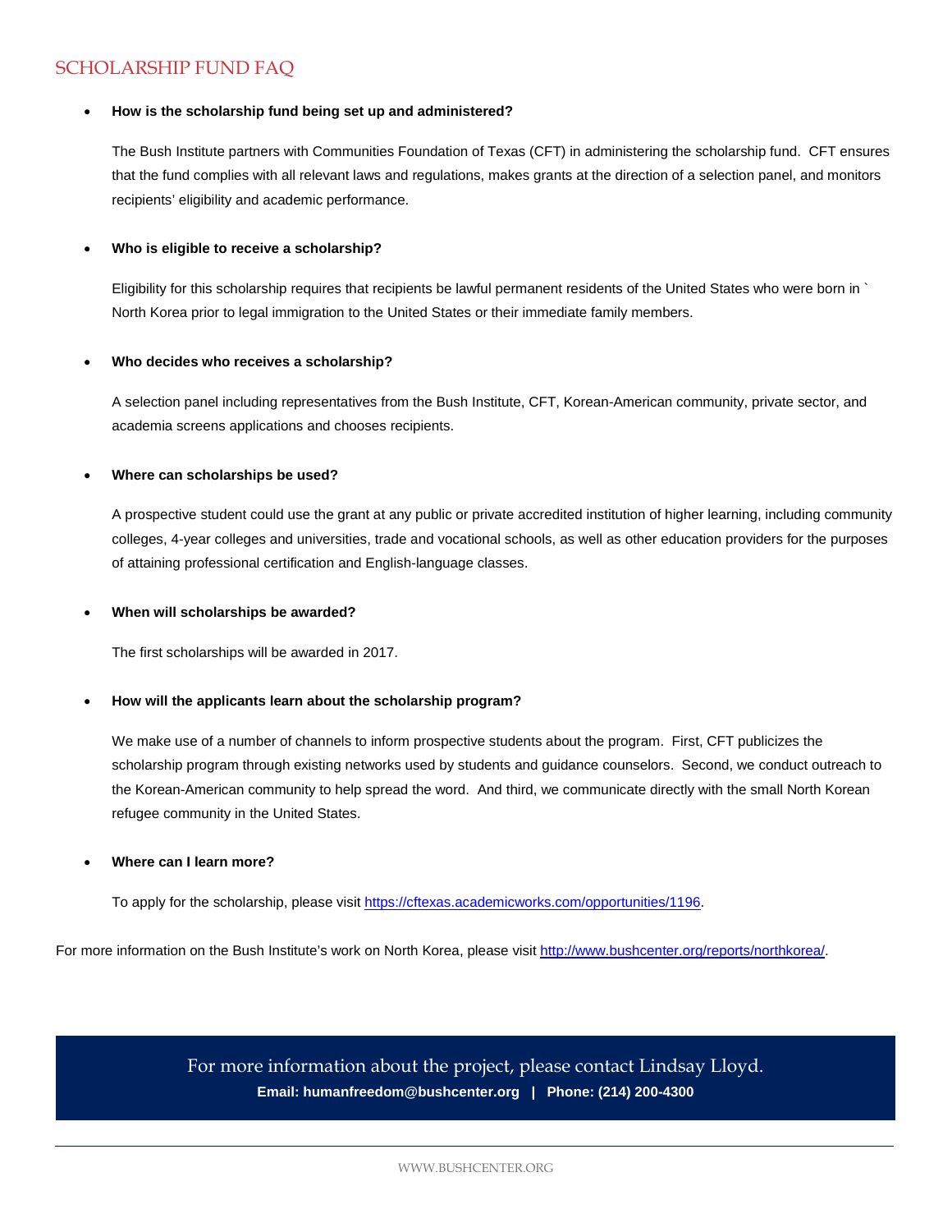## SCHOLARSHIP FUND FAQ

- **How is the scholarship fund being set up and administered?**

  The Bush Institute partners with Communities Foundation of Texas (CFT) in administering the scholarship fund. CFT ensures that the fund complies with all relevant laws and regulations, makes grants at the direction of a selection panel, and monitors recipients' eligibility and academic performance.

- **Who is eligible to receive a scholarship?**

  Eligibility for this scholarship requires that recipients be lawful permanent residents of the United States who were born in ` North Korea prior to legal immigration to the United States or their immediate family members.

- **Who decides who receives a scholarship?**

  A selection panel including representatives from the Bush Institute, CFT, Korean-American community, private sector, and academia screens applications and chooses recipients.

- **Where can scholarships be used?**

  A prospective student could use the grant at any public or private accredited institution of higher learning, including community colleges, 4-year colleges and universities, trade and vocational schools, as well as other education providers for the purposes of attaining professional certification and English-language classes.

- **When will scholarships be awarded?**

  The first scholarships will be awarded in 2017.

- **How will the applicants learn about the scholarship program?**

  We make use of a number of channels to inform prospective students about the program. First, CFT publicizes the scholarship program through existing networks used by students and guidance counselors. Second, we conduct outreach to the Korean-American community to help spread the word. And third, we communicate directly with the small North Korean refugee community in the United States.

- **Where can I learn more?**

  To apply for the scholarship, please visit https://cftexas.academicworks.com/opportunities/1196.

For more information on the Bush Institute's work on North Korea, please visit http://www.bushcenter.org/reports/northkorea/.

For more information about the project, please contact Lindsay Lloyd.

**Email: humanfreedom@bushcenter.org | Phone: (214) 200-4300**